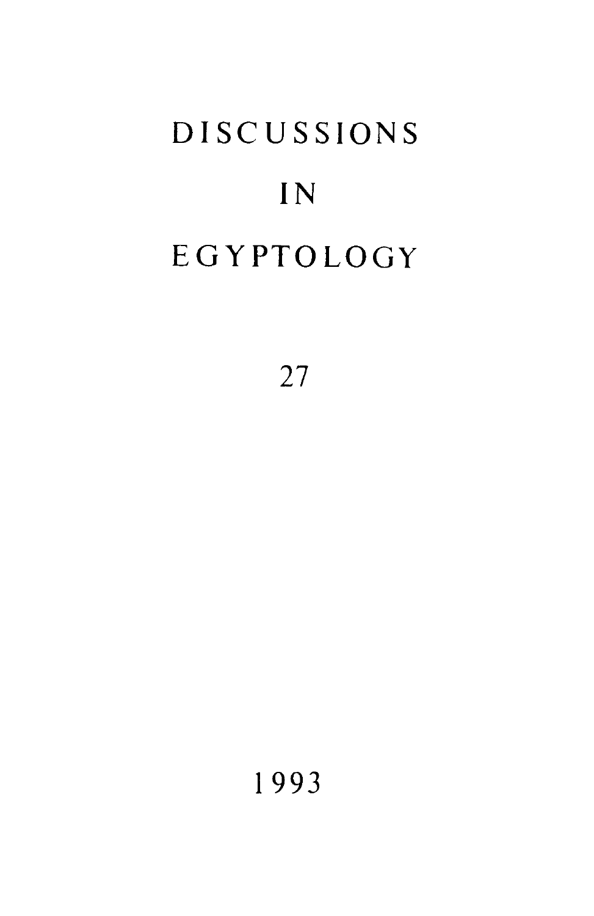# DISCUSSIONS

# IN

# EGYPTOLOGY

27

1993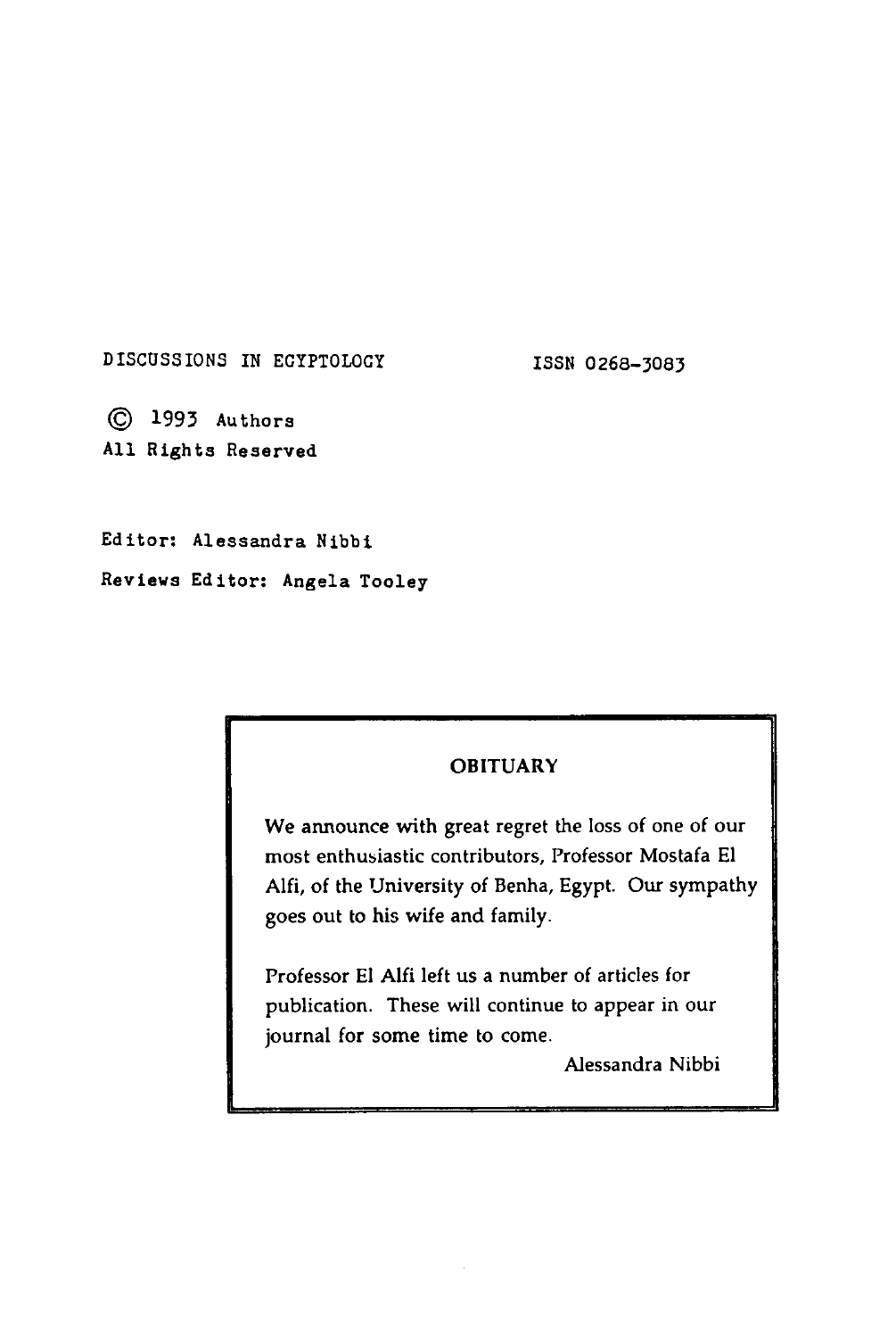DISCUSSIONS IN EGYPTOLOGY ISSN 0268-3083

© 1993 Authors
All Rights Reserved

Editor: Alessandra Nibbi

Reviews Editor: Angela Tooley

## OBITUARY

We announce with great regret the loss of one of our most enthusiastic contributors, Professor Mostafa El Alfi, of the University of Benha, Egypt. Our sympathy goes out to his wife and family.

Professor El Alfi left us a number of articles for publication. These will continue to appear in our journal for some time to come.

Alessandra Nibbi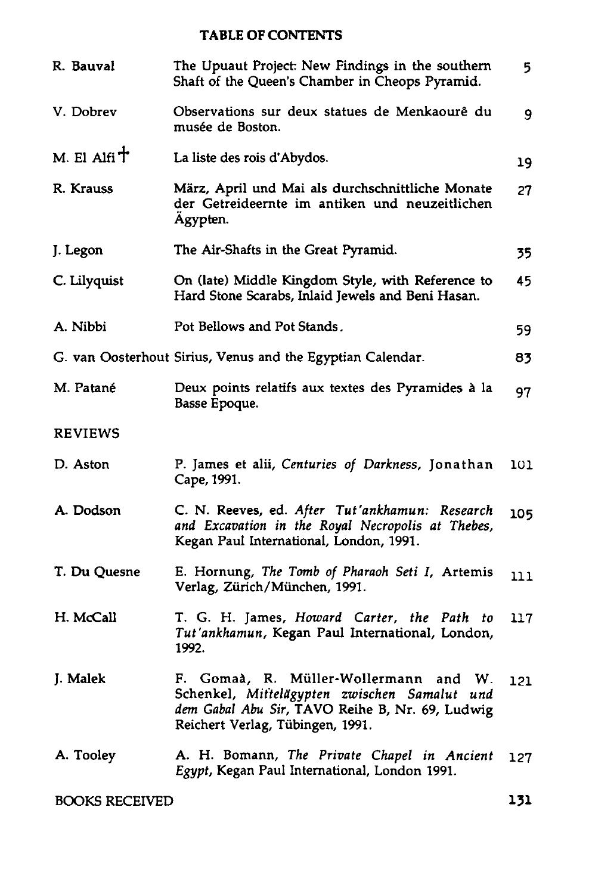# TABLE OF CONTENTS

| | | |
|---|---|---|
| R. Bauval | The Upuaut Project: New Findings in the southern Shaft of the Queen's Chamber in Cheops Pyramid. | 5 |
| V. Dobrev | Observations sur deux statues de Menkaourê du musée de Boston. | 9 |
| M. El Alfi † | La liste des rois d'Abydos. | 19 |
| R. Krauss | März, April und Mai als durchschnittliche Monate der Getreideernte im antiken und neuzeitlichen Ägypten. | 27 |
| J. Legon | The Air-Shafts in the Great Pyramid. | 35 |
| C. Lilyquist | On (late) Middle Kingdom Style, with Reference to Hard Stone Scarabs, Inlaid Jewels and Beni Hasan. | 45 |
| A. Nibbi | Pot Bellows and Pot Stands. | 59 |
| G. van Oosterhout | Sirius, Venus and the Egyptian Calendar. | 83 |
| M. Patané | Deux points relatifs aux textes des Pyramides à la Basse Epoque. | 97 |

## REVIEWS

| | | |
|---|---|---|
| D. Aston | P. James et alii, *Centuries of Darkness*, Jonathan Cape, 1991. | 101 |
| A. Dodson | C. N. Reeves, ed. *After Tut'ankhamun: Research and Excavation in the Royal Necropolis at Thebes*, Kegan Paul International, London, 1991. | 105 |
| T. Du Quesne | E. Hornung, *The Tomb of Pharaoh Seti I*, Artemis Verlag, Zürich/München, 1991. | 111 |
| H. McCall | T. G. H. James, *Howard Carter, the Path to Tut'ankhamun*, Kegan Paul International, London, 1992. | 117 |
| J. Malek | F. Gomaà, R. Müller-Wollermann and W. Schenkel, *Mittelägypten zwischen Samalut und dem Gabal Abu Sir*, TAVO Reihe B, Nr. 69, Ludwig Reichert Verlag, Tübingen, 1991. | 121 |
| A. Tooley | A. H. Bomann, *The Private Chapel in Ancient Egypt*, Kegan Paul International, London 1991. | 127 |

BOOKS RECEIVED 131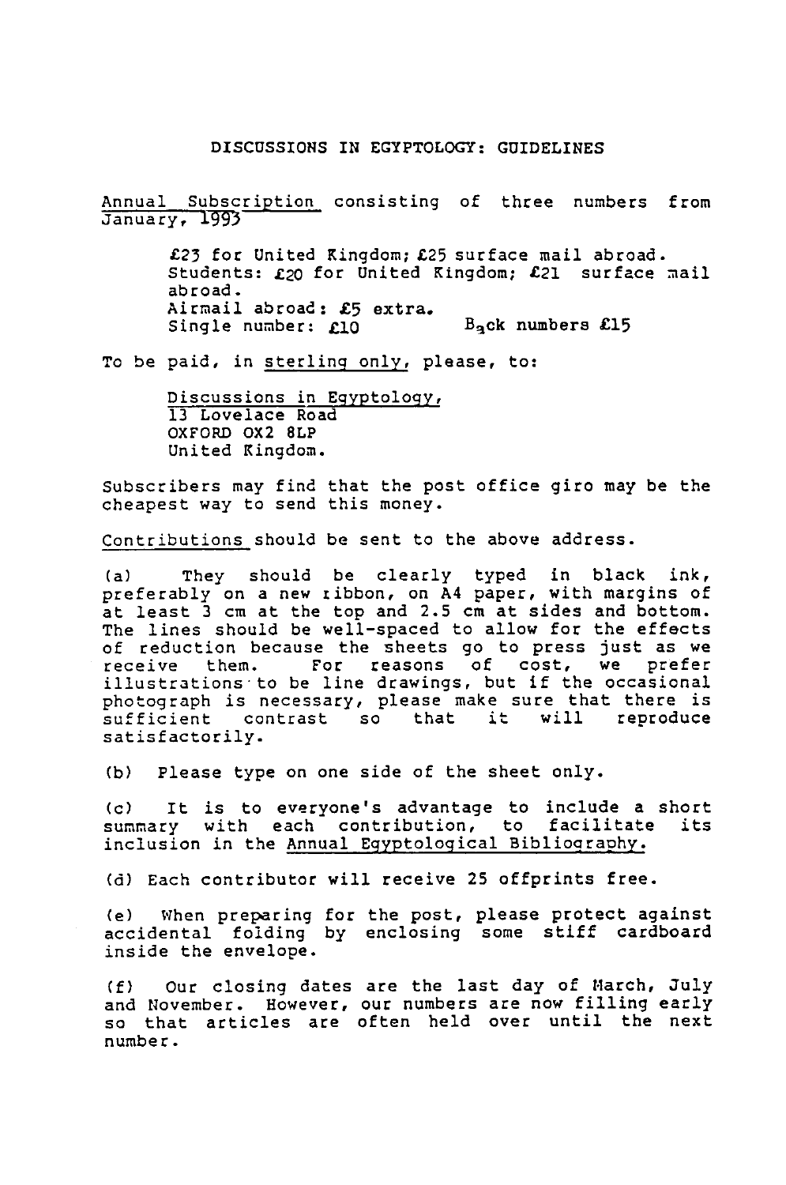# DISCUSSIONS IN EGYPTOLOGY: GUIDELINES

Annual Subscription consisting of three numbers from January, 1993

> £23 for United Kingdom; £25 surface mail abroad.
> Students: £20 for United Kingdom; £21 surface mail abroad.
> Airmail abroad: £5 extra.
> Single number: £10 Back numbers £15

To be paid, in sterling only, please, to:

> Discussions in Egyptology,
> 13 Lovelace Road
> OXFORD OX2 8LP
> United Kingdom.

Subscribers may find that the post office giro may be the cheapest way to send this money.

Contributions should be sent to the above address.

(a) They should be clearly typed in black ink, preferably on a new ribbon, on A4 paper, with margins of at least 3 cm at the top and 2.5 cm at sides and bottom. The lines should be well-spaced to allow for the effects of reduction because the sheets go to press just as we receive them. For reasons of cost, we prefer illustrations to be line drawings, but if the occasional photograph is necessary, please make sure that there is sufficient contrast so that it will reproduce satisfactorily.

(b) Please type on one side of the sheet only.

(c) It is to everyone's advantage to include a short summary with each contribution, to facilitate its inclusion in the Annual Egyptological Bibliography.

(d) Each contributor will receive 25 offprints free.

(e) When preparing for the post, please protect against accidental folding by enclosing some stiff cardboard inside the envelope.

(f) Our closing dates are the last day of March, July and November. However, our numbers are now filling early so that articles are often held over until the next number.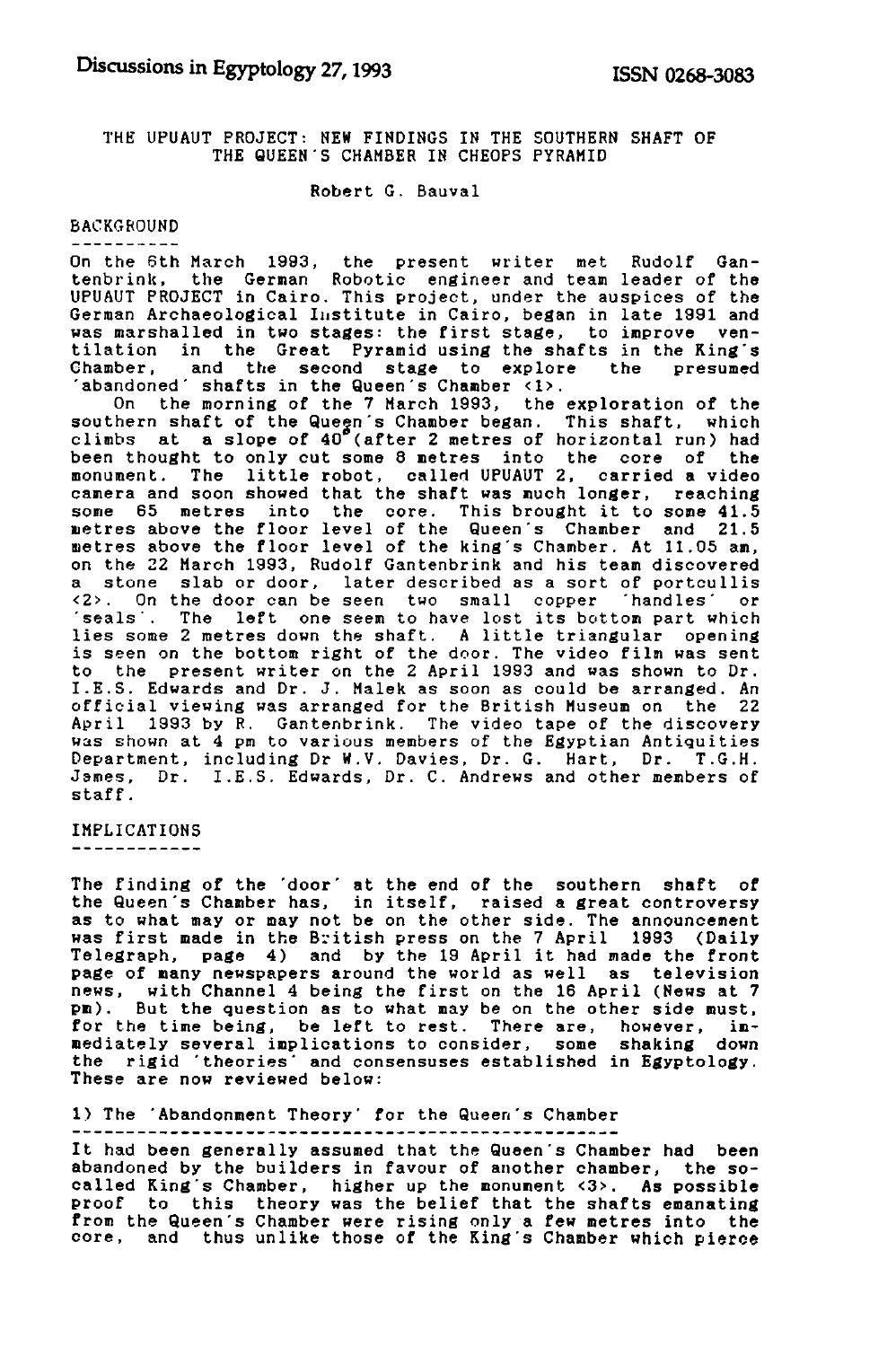# THE UPUAUT PROJECT: NEW FINDINGS IN THE SOUTHERN SHAFT OF THE QUEEN'S CHAMBER IN CHEOPS PYRAMID

Robert G. Bauval

## BACKGROUND

On the 6th March 1993, the present writer met Rudolf Gantenbrink, the German Robotic engineer and team leader of the UPUAUT PROJECT in Cairo. This project, under the auspices of the German Archaeological Institute in Cairo, began in late 1991 and was marshalled in two stages: the first stage, to improve ventilation in the Great Pyramid using the shafts in the King's Chamber, and the second stage to explore the presumed 'abandoned' shafts in the Queen's Chamber <1>.

On the morning of the 7 March 1993, the exploration of the southern shaft of the Queen's Chamber began. This shaft, which climbs at a slope of 40° (after 2 metres of horizontal run) had been thought to only cut some 8 metres into the core of the monument. The little robot, called UPUAUT 2, carried a video camera and soon showed that the shaft was much longer, reaching some 65 metres into the core. This brought it to some 41.5 metres above the floor level of the Queen's Chamber and 21.5 metres above the floor level of the king's Chamber. At 11.05 am, on the 22 March 1993, Rudolf Gantenbrink and his team discovered a stone slab or door, later described as a sort of portcullis <2>. On the door can be seen two small copper 'handles' or 'seals'. The left one seem to have lost its bottom part which lies some 2 metres down the shaft. A little triangular opening is seen on the bottom right of the door. The video film was sent to the present writer on the 2 April 1993 and was shown to Dr. I.E.S. Edwards and Dr. J. Malek as soon as could be arranged. An official viewing was arranged for the British Museum on the 22 April 1993 by R. Gantenbrink. The video tape of the discovery was shown at 4 pm to various members of the Egyptian Antiquities Department, including Dr W.V. Davies, Dr. G. Hart, Dr. T.G.H. James, Dr. I.E.S. Edwards, Dr. C. Andrews and other members of staff.

## IMPLICATIONS

The finding of the 'door' at the end of the southern shaft of the Queen's Chamber has, in itself, raised a great controversy as to what may or may not be on the other side. The announcement was first made in the British press on the 7 April 1993 (Daily Telegraph, page 4) and by the 19 April it had made the front page of many newspapers around the world as well as television news, with Channel 4 being the first on the 16 April (News at 7 pm). But the question as to what may be on the other side must, for the time being, be left to rest. There are, however, immediately several implications to consider, some shaking down the rigid 'theories' and consensuses established in Egyptology. These are now reviewed below:

### 1) The 'Abandonment Theory' for the Queen's Chamber

It had been generally assumed that the Queen's Chamber had been abandoned by the builders in favour of another chamber, the so-called King's Chamber, higher up the monument <3>. As possible proof to this theory was the belief that the shafts emanating from the Queen's Chamber were rising only a few metres into the core, and thus unlike those of the King's Chamber which pierce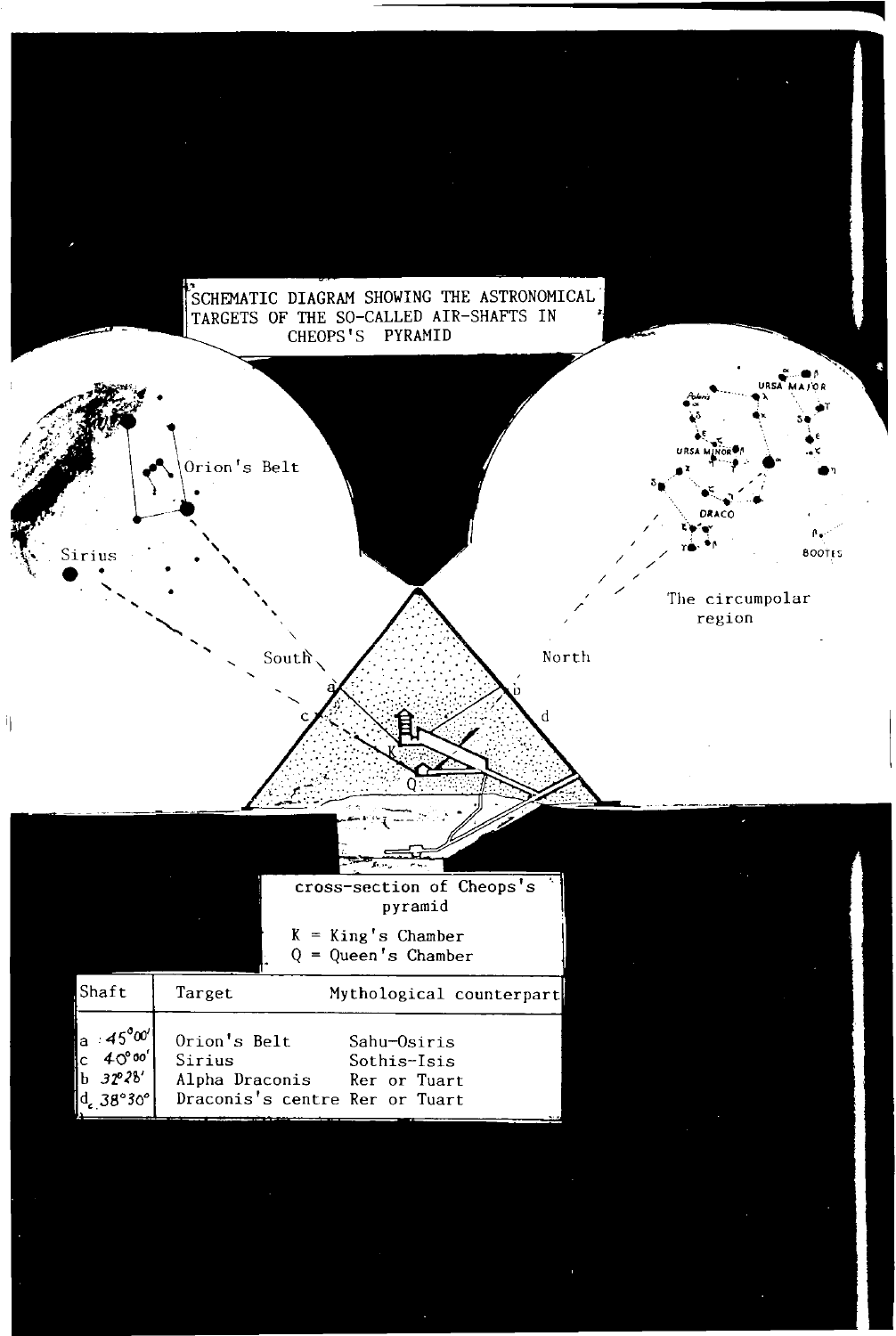SCHEMATIC DIAGRAM SHOWING THE ASTRONOMICAL TARGETS OF THE SO-CALLED AIR-SHAFTS IN CHEOPS'S PYRAMID

Orion's Belt

Sirius

South

North

The circumpolar region

URSA MAJOR

URSA MINOR

DRACO

BOOTES

cross-section of Cheops's pyramid

K = King's Chamber
Q = Queen's Chamber

| Shaft | Target | Mythological counterpart |
|---|---|---|
| a 45°00' | Orion's Belt | Sahu-Osiris |
| c 40°00' | Sirius | Sothis-Isis |
| b 32°28' | Alpha Draconis | Rer or Tuart |
| d c. 38°30' | Draconis's centre | Rer or Tuart |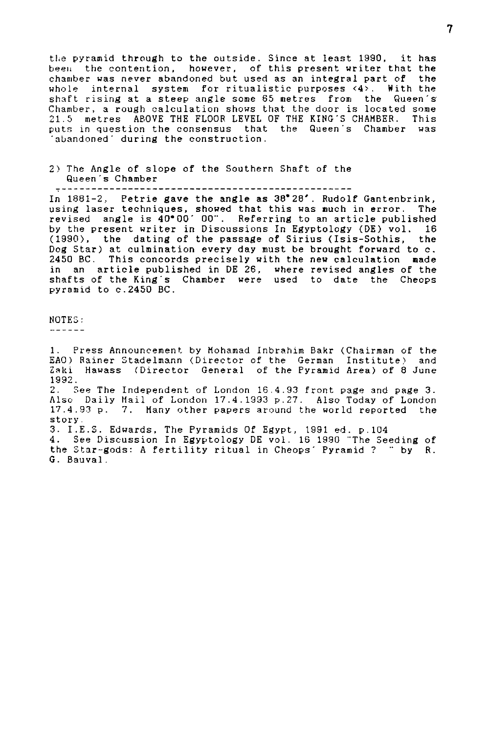the pyramid through to the outside. Since at least 1990, it has been the contention, however, of this present writer that the chamber was never abandoned but used as an integral part of the whole internal system for ritualistic purposes <4>. With the shaft rising at a steep angle some 65 metres from the Queen's Chamber, a rough calculation shows that the door is located some 21.5 metres ABOVE THE FLOOR LEVEL OF THE KING'S CHAMBER. This puts in question the consensus that the Queen's Chamber was 'abandoned' during the construction.

## 2) The Angle of slope of the Southern Shaft of the Queen's Chamber

In 1881-2, Petrie gave the angle as 38°28'. Rudolf Gantenbrink, using laser techniques, showed that this was much in error. The revised angle is 40°00' 00". Referring to an article published by the present writer in Discussions In Egyptology (DE) vol. 16 (1990), the dating of the passage of Sirius (Isis-Sothis, the Dog Star) at culmination every day must be brought forward to c. 2450 BC. This concords precisely with the new calculation made in an article published in DE 26, where revised angles of the shafts of the King's Chamber were used to date the Cheops pyramid to c.2450 BC.

## NOTES:

1. Press Announcement by Mohamad Inbrahim Bakr (Chairman of the EAO) Rainer Stadelmann (Director of the German Institute) and Zaki Hawass (Director General of the Pyramid Area) of 8 June 1992.
2. See The Independent of London 16.4.93 front page and page 3. Also Daily Mail of London 17.4.1993 p.27. Also Today of London 17.4.93 p. 7. Many other papers around the world reported the story.
3. I.E.S. Edwards, The Pyramids Of Egypt, 1991 ed. p.104
4. See Discussion In Egyptology DE vol. 16 1990 "The Seeding of the Star-gods: A fertility ritual in Cheops' Pyramid ? " by R. G. Bauval.